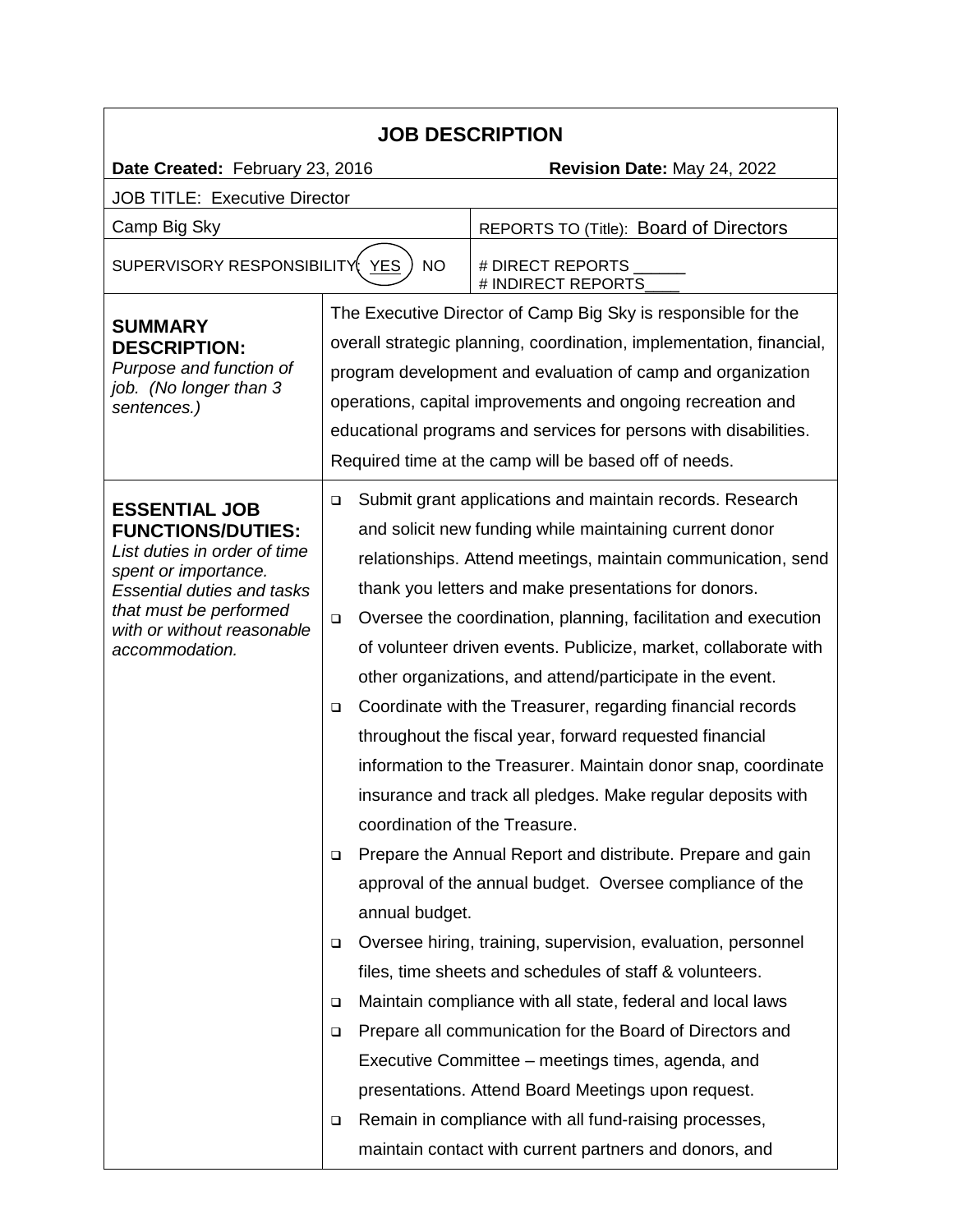# JOB DESCRIPTION

| **Date Created:** February 23, 2016 | | **Revision Date:** May 24, 2022 |
|---|---|---|
| JOB TITLE: Executive Director | | |
| Camp Big Sky | | REPORTS TO (Title): Board of Directors |
| SUPERVISORY RESPONSIBILITY: (YES) NO | | # DIRECT REPORTS ______<br># INDIRECT REPORTS____ |
| **SUMMARY DESCRIPTION:**<br>*Purpose and function of job. (No longer than 3 sentences.)* | The Executive Director of Camp Big Sky is responsible for the overall strategic planning, coordination, implementation, financial, program development and evaluation of camp and organization operations, capital improvements and ongoing recreation and educational programs and services for persons with disabilities. Required time at the camp will be based off of needs. | |
| **ESSENTIAL JOB FUNCTIONS/DUTIES:**<br>*List duties in order of time spent or importance. Essential duties and tasks that must be performed with or without reasonable accommodation.* | ❑ Submit grant applications and maintain records. Research and solicit new funding while maintaining current donor relationships. Attend meetings, maintain communication, send thank you letters and make presentations for donors.<br>❑ Oversee the coordination, planning, facilitation and execution of volunteer driven events. Publicize, market, collaborate with other organizations, and attend/participate in the event.<br>❑ Coordinate with the Treasurer, regarding financial records throughout the fiscal year, forward requested financial information to the Treasurer. Maintain donor snap, coordinate insurance and track all pledges. Make regular deposits with coordination of the Treasure.<br>❑ Prepare the Annual Report and distribute. Prepare and gain approval of the annual budget. Oversee compliance of the annual budget.<br>❑ Oversee hiring, training, supervision, evaluation, personnel files, time sheets and schedules of staff & volunteers.<br>❑ Maintain compliance with all state, federal and local laws<br>❑ Prepare all communication for the Board of Directors and Executive Committee – meetings times, agenda, and presentations. Attend Board Meetings upon request.<br>❑ Remain in compliance with all fund-raising processes, maintain contact with current partners and donors, and | |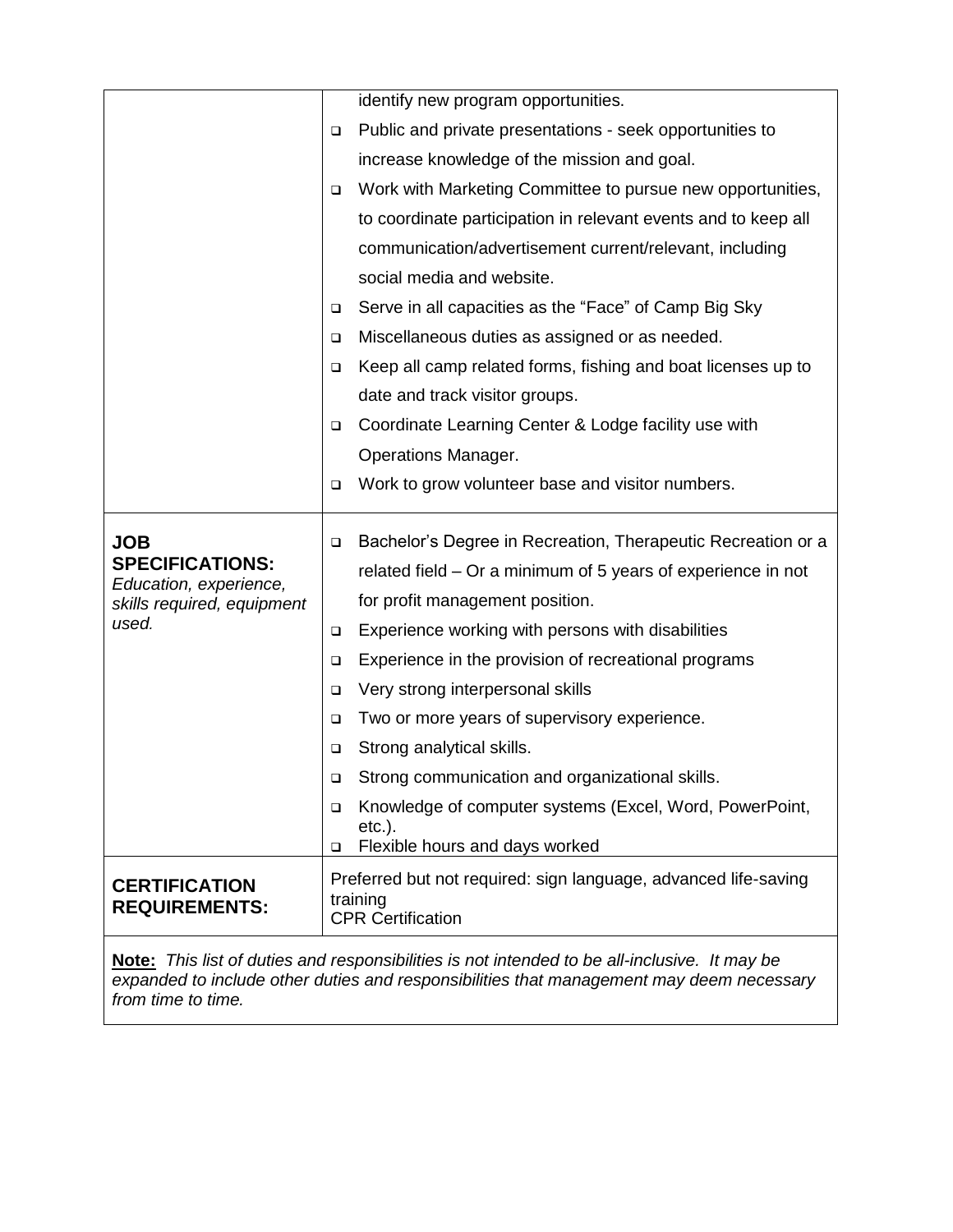| | |
|---|---|
| | identify new program opportunities.<br>❑ Public and private presentations - seek opportunities to increase knowledge of the mission and goal.<br>❑ Work with Marketing Committee to pursue new opportunities, to coordinate participation in relevant events and to keep all communication/advertisement current/relevant, including social media and website.<br>❑ Serve in all capacities as the "Face" of Camp Big Sky<br>❑ Miscellaneous duties as assigned or as needed.<br>❑ Keep all camp related forms, fishing and boat licenses up to date and track visitor groups.<br>❑ Coordinate Learning Center & Lodge facility use with Operations Manager.<br>❑ Work to grow volunteer base and visitor numbers. |
| **JOB SPECIFICATIONS:**<br>*Education, experience, skills required, equipment used.* | ❑ Bachelor's Degree in Recreation, Therapeutic Recreation or a related field – Or a minimum of 5 years of experience in not for profit management position.<br>❑ Experience working with persons with disabilities<br>❑ Experience in the provision of recreational programs<br>❑ Very strong interpersonal skills<br>❑ Two or more years of supervisory experience.<br>❑ Strong analytical skills.<br>❑ Strong communication and organizational skills.<br>❑ Knowledge of computer systems (Excel, Word, PowerPoint, etc.).<br>❑ Flexible hours and days worked |
| **CERTIFICATION REQUIREMENTS:** | Preferred but not required: sign language, advanced life-saving training<br>CPR Certification |

**Note:** *This list of duties and responsibilities is not intended to be all-inclusive. It may be expanded to include other duties and responsibilities that management may deem necessary from time to time.*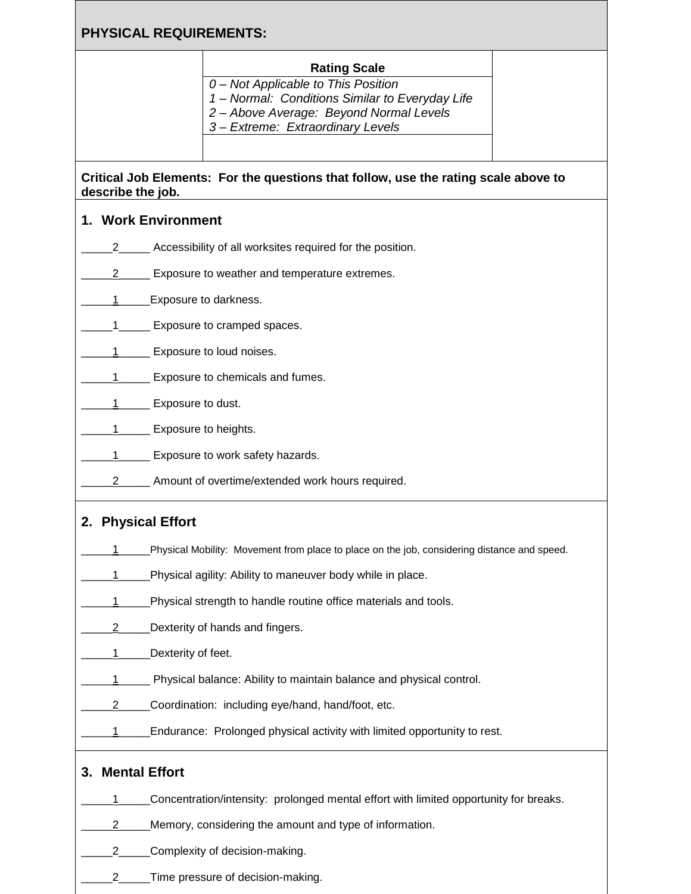## PHYSICAL REQUIREMENTS:

| Rating Scale |
|---|
| *0 – Not Applicable to This Position*<br>*1 – Normal: Conditions Similar to Everyday Life*<br>*2 – Above Average: Beyond Normal Levels*<br>*3 – Extreme: Extraordinary Levels* |

**Critical Job Elements: For the questions that follow, use the rating scale above to describe the job.**

### 1. Work Environment

_____2_____ Accessibility of all worksites required for the position.

_____2_____ Exposure to weather and temperature extremes.

_____1_____Exposure to darkness.

_____1_____ Exposure to cramped spaces.

_____1_____ Exposure to loud noises.

_____1_____ Exposure to chemicals and fumes.

_____1_____ Exposure to dust.

_____1_____ Exposure to heights.

_____1_____ Exposure to work safety hazards.

_____2_____ Amount of overtime/extended work hours required.

### 2. Physical Effort

_____1_____Physical Mobility: Movement from place to place on the job, considering distance and speed.

_____1_____Physical agility: Ability to maneuver body while in place.

_____1_____Physical strength to handle routine office materials and tools.

_____2_____Dexterity of hands and fingers.

_____1_____Dexterity of feet.

_____1_____ Physical balance: Ability to maintain balance and physical control.

_____2_____Coordination: including eye/hand, hand/foot, etc.

_____1_____Endurance: Prolonged physical activity with limited opportunity to rest.

### 3. Mental Effort

_____1_____Concentration/intensity: prolonged mental effort with limited opportunity for breaks.

_____2_____Memory, considering the amount and type of information.

_____2_____Complexity of decision-making.

_____2_____Time pressure of decision-making.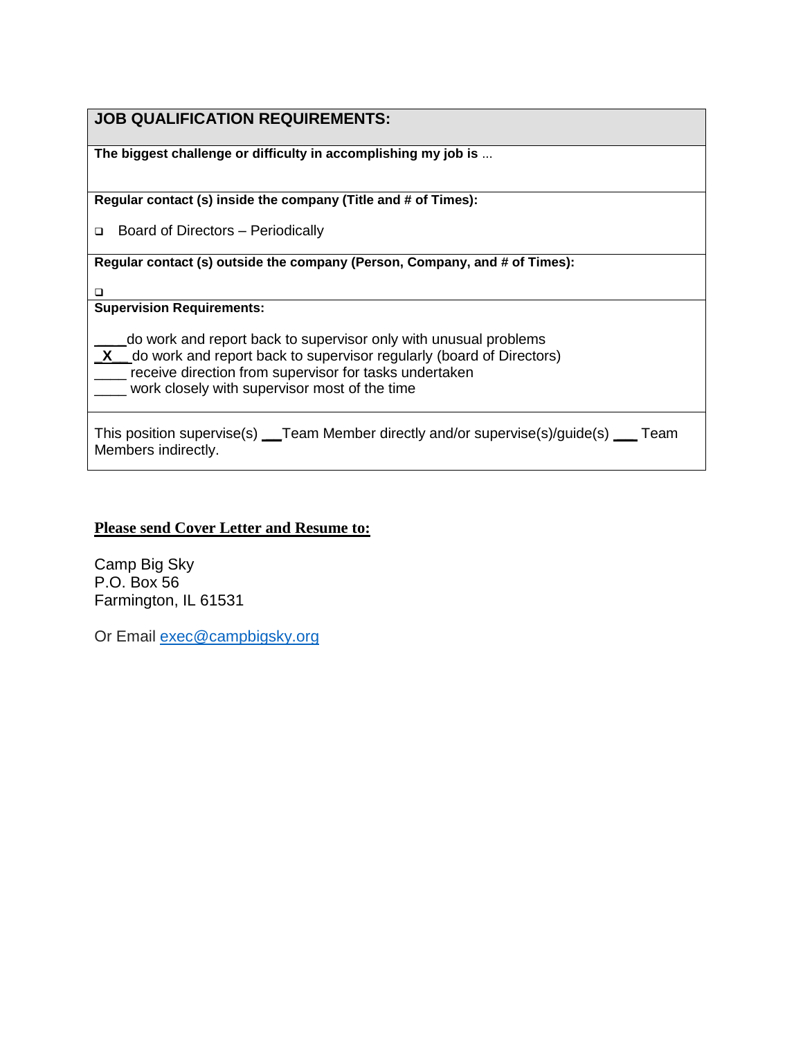## JOB QUALIFICATION REQUIREMENTS:

**The biggest challenge or difficulty in accomplishing my job is** ...

**Regular contact (s) inside the company (Title and # of Times):**

- Board of Directors – Periodically

**Regular contact (s) outside the company (Person, Company, and # of Times):**

- 

**Supervision Requirements:**

\_\_\_\_ do work and report back to supervisor only with unusual problems
\_X\_\_ do work and report back to supervisor regularly (board of Directors)
\_\_\_\_ receive direction from supervisor for tasks undertaken
\_\_\_\_ work closely with supervisor most of the time

This position supervise(s) \_\_ Team Member directly and/or supervise(s)/guide(s) \_\_\_ Team Members indirectly.

**Please send Cover Letter and Resume to:**

Camp Big Sky
P.O. Box 56
Farmington, IL 61531

Or Email exec@campbigsky.org